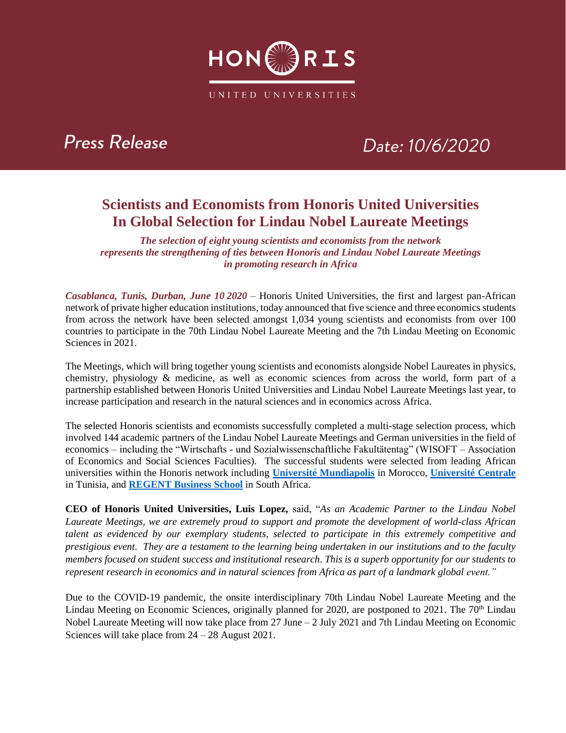HONORIS

UNITED UNIVERSITIES

*Press Release* *Date: 10/6/2020*

# Scientists and Economists from Honoris United Universities In Global Selection for Lindau Nobel Laureate Meetings

***The selection of eight young scientists and economists from the network represents the strengthening of ties between Honoris and Lindau Nobel Laureate Meetings in promoting research in Africa***

***Casablanca, Tunis, Durban, June 10 2020*** – Honoris United Universities, the first and largest pan-African network of private higher education institutions, today announced that five science and three economics students from across the network have been selected amongst 1,034 young scientists and economists from over 100 countries to participate in the 70th Lindau Nobel Laureate Meeting and the 7th Lindau Meeting on Economic Sciences in 2021.

The Meetings, which will bring together young scientists and economists alongside Nobel Laureates in physics, chemistry, physiology & medicine, as well as economic sciences from across the world, form part of a partnership established between Honoris United Universities and Lindau Nobel Laureate Meetings last year, to increase participation and research in the natural sciences and in economics across Africa.

The selected Honoris scientists and economists successfully completed a multi-stage selection process, which involved 144 academic partners of the Lindau Nobel Laureate Meetings and German universities in the field of economics – including the "Wirtschafts - und Sozialwissenschaftliche Fakultätentag" (WISOFT – Association of Economics and Social Sciences Faculties). The successful students were selected from leading African universities within the Honoris network including **Université Mundiapolis** in Morocco, **Université Centrale** in Tunisia, and **REGENT Business School** in South Africa.

**CEO of Honoris United Universities, Luis Lopez,** said, "*As an Academic Partner to the Lindau Nobel Laureate Meetings, we are extremely proud to support and promote the development of world-class African talent as evidenced by our exemplary students, selected to participate in this extremely competitive and prestigious event. They are a testament to the learning being undertaken in our institutions and to the faculty members focused on student success and institutional research. This is a superb opportunity for our students to represent research in economics and in natural sciences from Africa as part of a landmark global event.*"

Due to the COVID-19 pandemic, the onsite interdisciplinary 70th Lindau Nobel Laureate Meeting and the Lindau Meeting on Economic Sciences, originally planned for 2020, are postponed to 2021. The 70th Lindau Nobel Laureate Meeting will now take place from 27 June – 2 July 2021 and 7th Lindau Meeting on Economic Sciences will take place from 24 – 28 August 2021.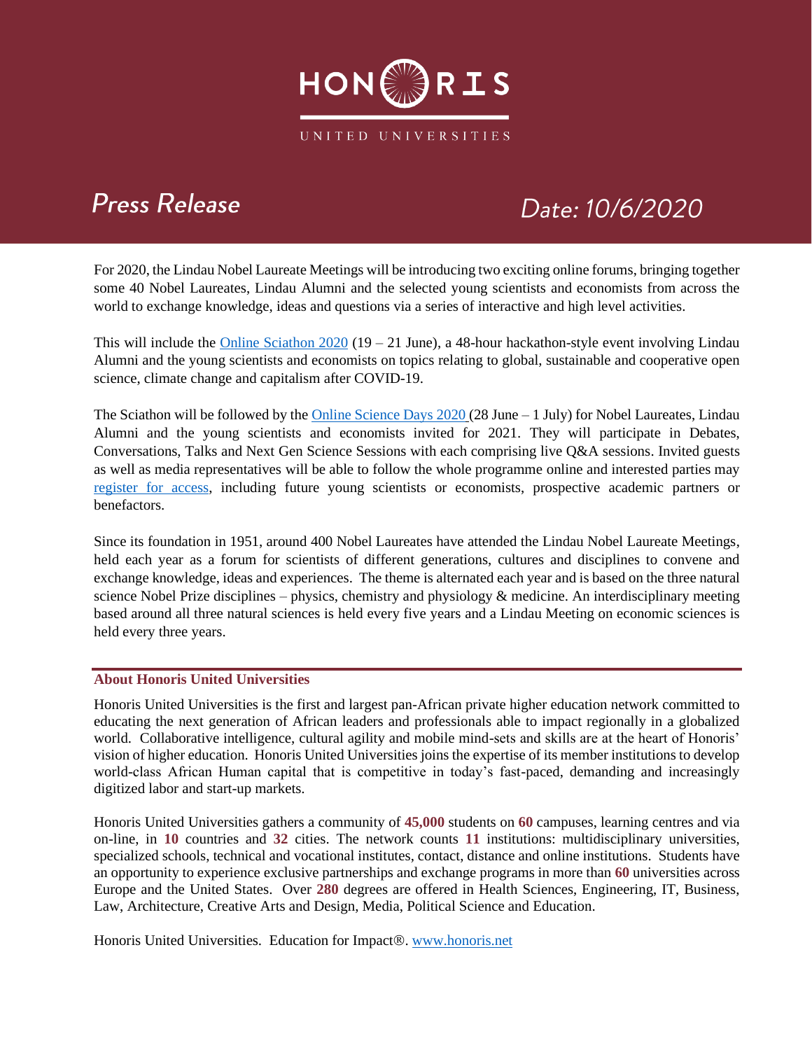HONORIS

UNITED UNIVERSITIES

*Press Release* *Date: 10/6/2020*

For 2020, the Lindau Nobel Laureate Meetings will be introducing two exciting online forums, bringing together some 40 Nobel Laureates, Lindau Alumni and the selected young scientists and economists from across the world to exchange knowledge, ideas and questions via a series of interactive and high level activities.

This will include the [Online Sciathon 2020](#) (19 – 21 June), a 48-hour hackathon-style event involving Lindau Alumni and the young scientists and economists on topics relating to global, sustainable and cooperative open science, climate change and capitalism after COVID-19.

The Sciathon will be followed by the [Online Science Days 2020](#) (28 June – 1 July) for Nobel Laureates, Lindau Alumni and the young scientists and economists invited for 2021. They will participate in Debates, Conversations, Talks and Next Gen Science Sessions with each comprising live Q&A sessions. Invited guests as well as media representatives will be able to follow the whole programme online and interested parties may [register for access](#), including future young scientists or economists, prospective academic partners or benefactors.

Since its foundation in 1951, around 400 Nobel Laureates have attended the Lindau Nobel Laureate Meetings, held each year as a forum for scientists of different generations, cultures and disciplines to convene and exchange knowledge, ideas and experiences. The theme is alternated each year and is based on the three natural science Nobel Prize disciplines – physics, chemistry and physiology & medicine. An interdisciplinary meeting based around all three natural sciences is held every five years and a Lindau Meeting on economic sciences is held every three years.

## About Honoris United Universities

Honoris United Universities is the first and largest pan-African private higher education network committed to educating the next generation of African leaders and professionals able to impact regionally in a globalized world. Collaborative intelligence, cultural agility and mobile mind-sets and skills are at the heart of Honoris' vision of higher education. Honoris United Universities joins the expertise of its member institutions to develop world-class African Human capital that is competitive in today's fast-paced, demanding and increasingly digitized labor and start-up markets.

Honoris United Universities gathers a community of **45,000** students on **60** campuses, learning centres and via on-line, in **10** countries and **32** cities. The network counts **11** institutions: multidisciplinary universities, specialized schools, technical and vocational institutes, contact, distance and online institutions. Students have an opportunity to experience exclusive partnerships and exchange programs in more than **60** universities across Europe and the United States. Over **280** degrees are offered in Health Sciences, Engineering, IT, Business, Law, Architecture, Creative Arts and Design, Media, Political Science and Education.

Honoris United Universities. Education for Impact®. [www.honoris.net](http://www.honoris.net)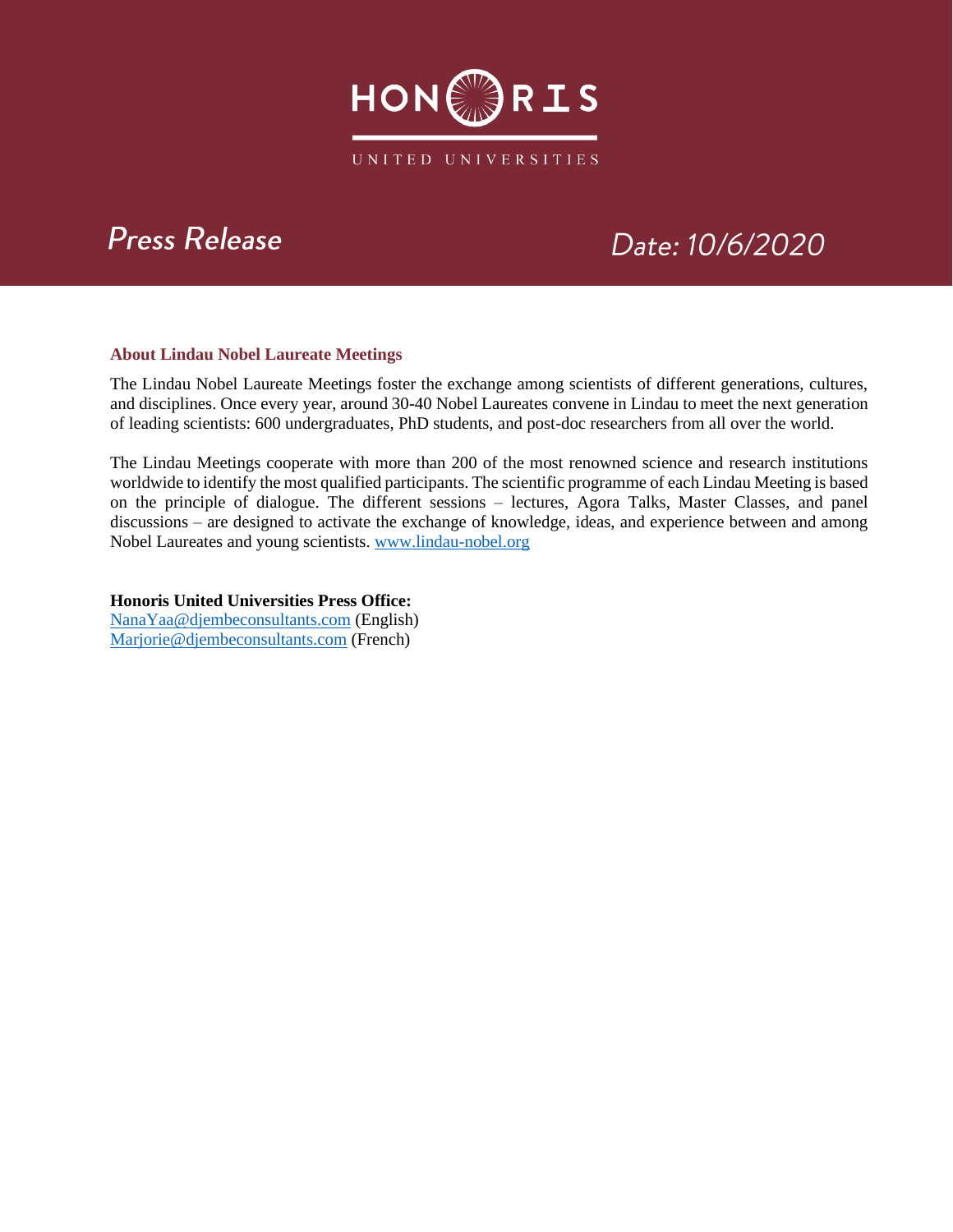HONORIS

UNITED UNIVERSITIES

*Press Release* *Date: 10/6/2020*

### About Lindau Nobel Laureate Meetings

The Lindau Nobel Laureate Meetings foster the exchange among scientists of different generations, cultures, and disciplines. Once every year, around 30-40 Nobel Laureates convene in Lindau to meet the next generation of leading scientists: 600 undergraduates, PhD students, and post-doc researchers from all over the world.

The Lindau Meetings cooperate with more than 200 of the most renowned science and research institutions worldwide to identify the most qualified participants. The scientific programme of each Lindau Meeting is based on the principle of dialogue. The different sessions – lectures, Agora Talks, Master Classes, and panel discussions – are designed to activate the exchange of knowledge, ideas, and experience between and among Nobel Laureates and young scientists. [www.lindau-nobel.org](http://www.lindau-nobel.org)

**Honoris United Universities Press Office:**
[NanaYaa@djembeconsultants.com](mailto:NanaYaa@djembeconsultants.com) (English)
[Marjorie@djembeconsultants.com](mailto:Marjorie@djembeconsultants.com) (French)